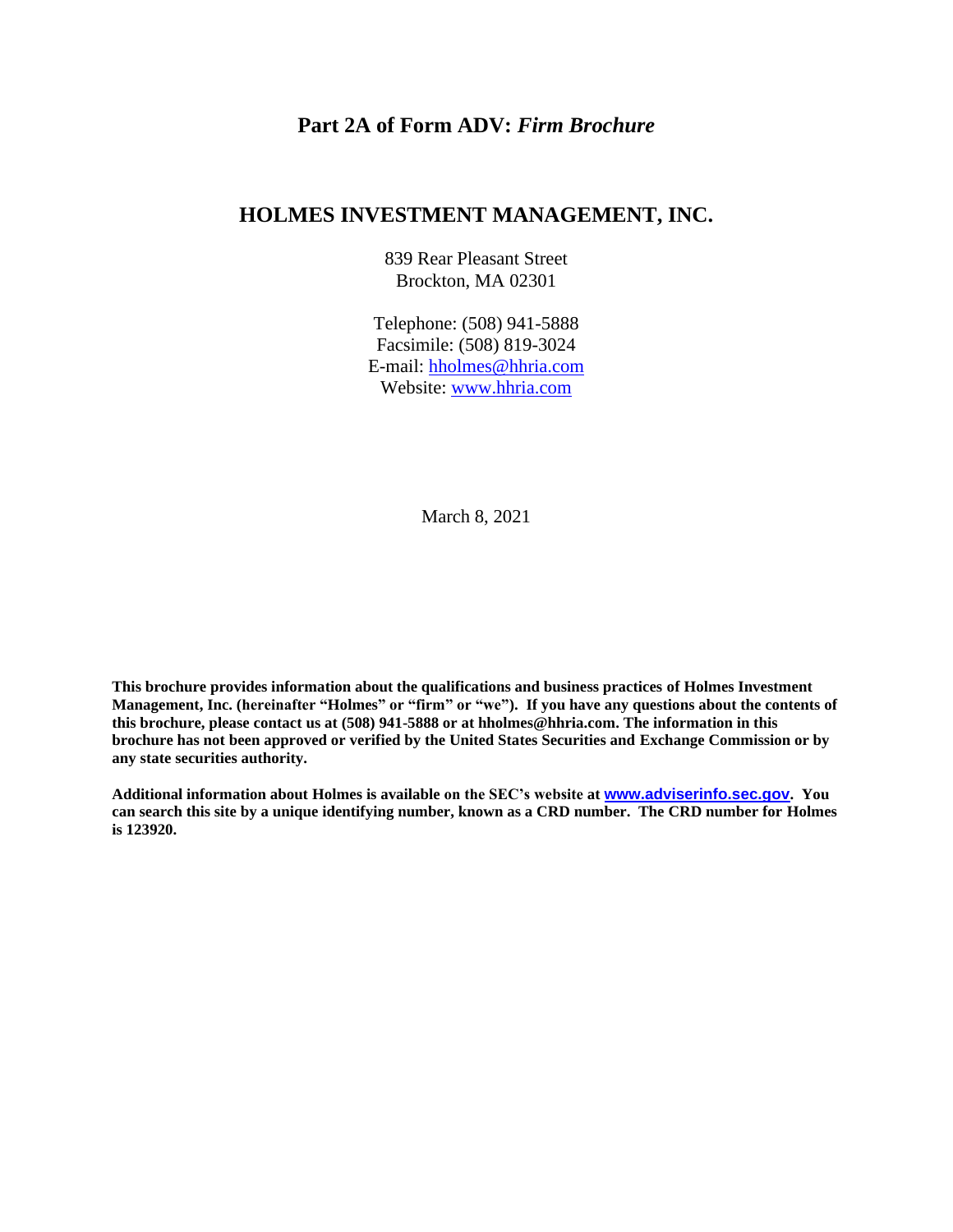# Part 2A of Form ADV: *Firm Brochure*

## HOLMES INVESTMENT MANAGEMENT, INC.

839 Rear Pleasant Street
Brockton, MA 02301

Telephone: (508) 941-5888
Facsimile: (508) 819-3024
E-mail: hholmes@hhria.com
Website: www.hhria.com

March 8, 2021

**This brochure provides information about the qualifications and business practices of Holmes Investment Management, Inc. (hereinafter "Holmes" or "firm" or "we"). If you have any questions about the contents of this brochure, please contact us at (508) 941-5888 or at hholmes@hhria.com. The information in this brochure has not been approved or verified by the United States Securities and Exchange Commission or by any state securities authority.**

**Additional information about Holmes is available on the SEC's website at www.adviserinfo.sec.gov. You can search this site by a unique identifying number, known as a CRD number. The CRD number for Holmes is 123920.**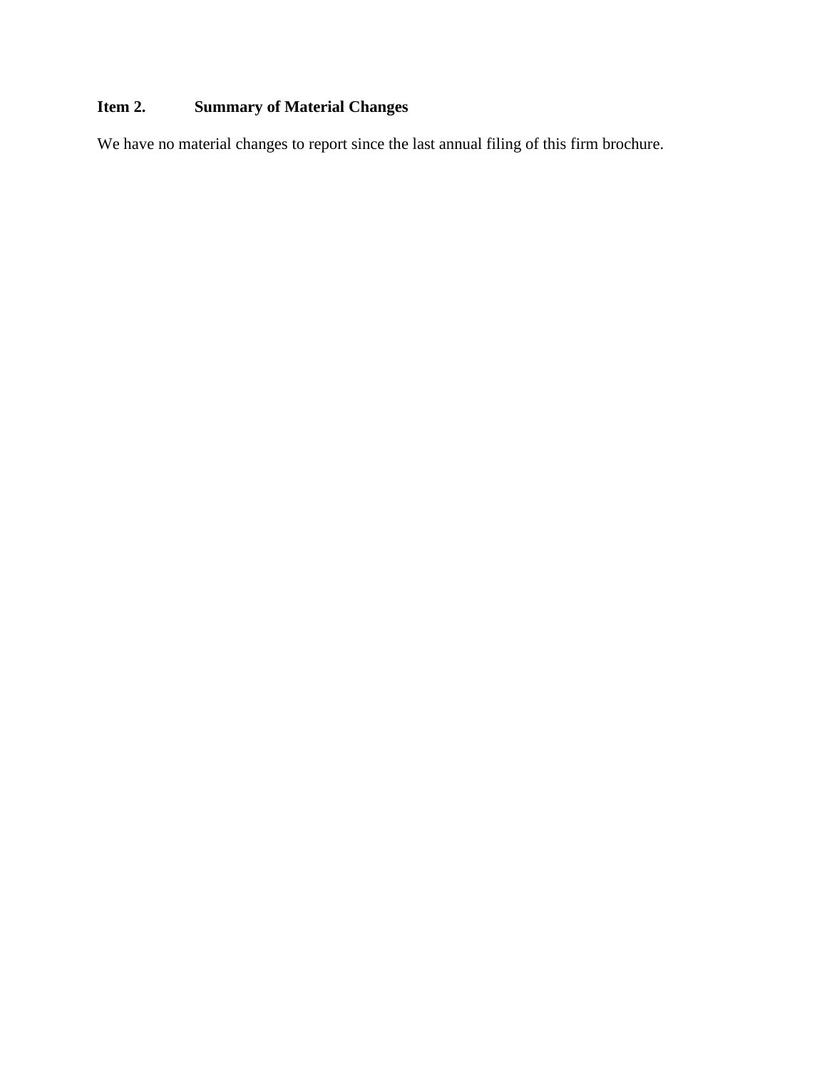## Item 2. Summary of Material Changes

We have no material changes to report since the last annual filing of this firm brochure.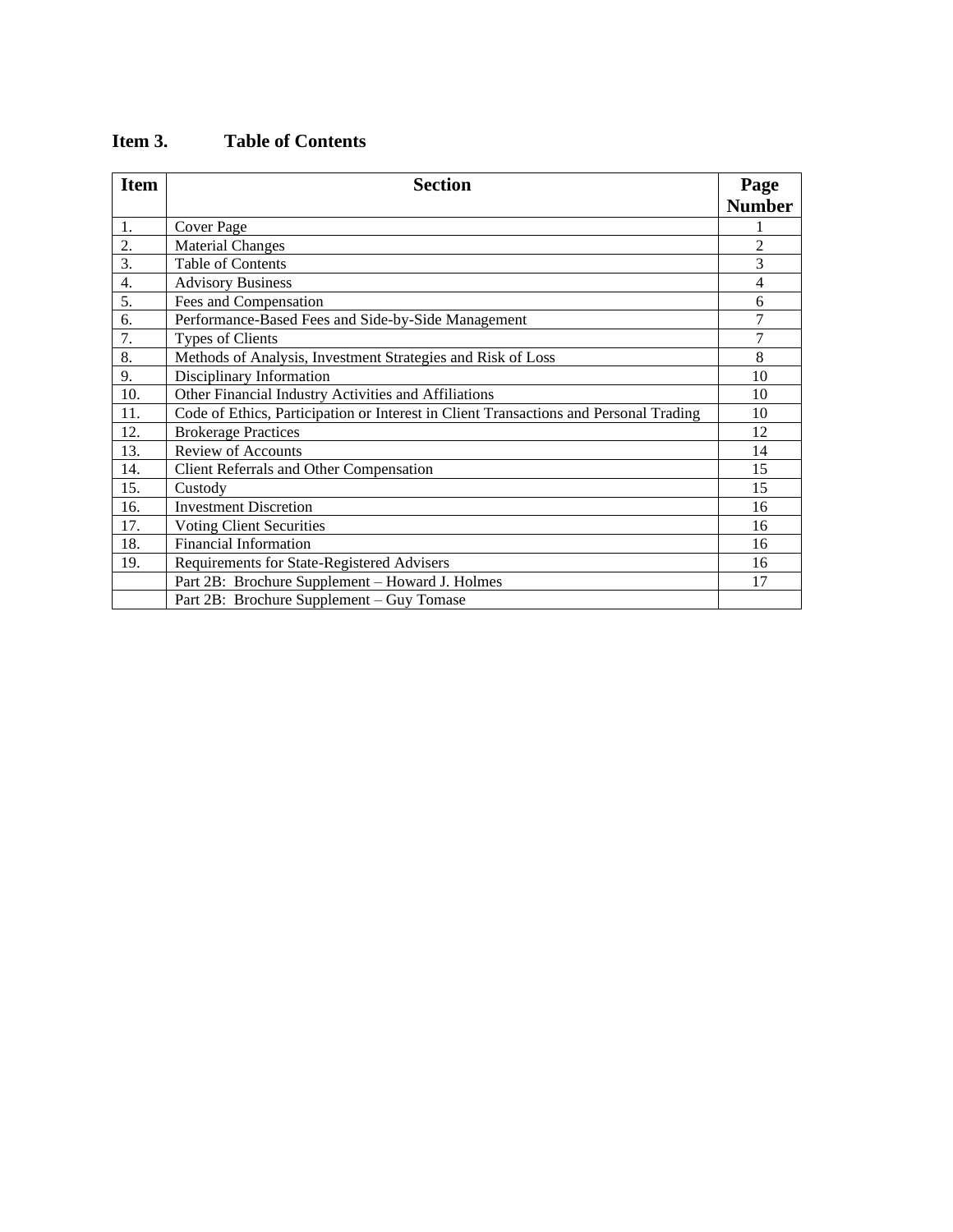## Item 3. Table of Contents

| Item | Section | Page Number |
|---|---|---|
| 1. | Cover Page | 1 |
| 2. | Material Changes | 2 |
| 3. | Table of Contents | 3 |
| 4. | Advisory Business | 4 |
| 5. | Fees and Compensation | 6 |
| 6. | Performance-Based Fees and Side-by-Side Management | 7 |
| 7. | Types of Clients | 7 |
| 8. | Methods of Analysis, Investment Strategies and Risk of Loss | 8 |
| 9. | Disciplinary Information | 10 |
| 10. | Other Financial Industry Activities and Affiliations | 10 |
| 11. | Code of Ethics, Participation or Interest in Client Transactions and Personal Trading | 10 |
| 12. | Brokerage Practices | 12 |
| 13. | Review of Accounts | 14 |
| 14. | Client Referrals and Other Compensation | 15 |
| 15. | Custody | 15 |
| 16. | Investment Discretion | 16 |
| 17. | Voting Client Securities | 16 |
| 18. | Financial Information | 16 |
| 19. | Requirements for State-Registered Advisers | 16 |
| | Part 2B: Brochure Supplement – Howard J. Holmes | 17 |
| | Part 2B: Brochure Supplement – Guy Tomase | |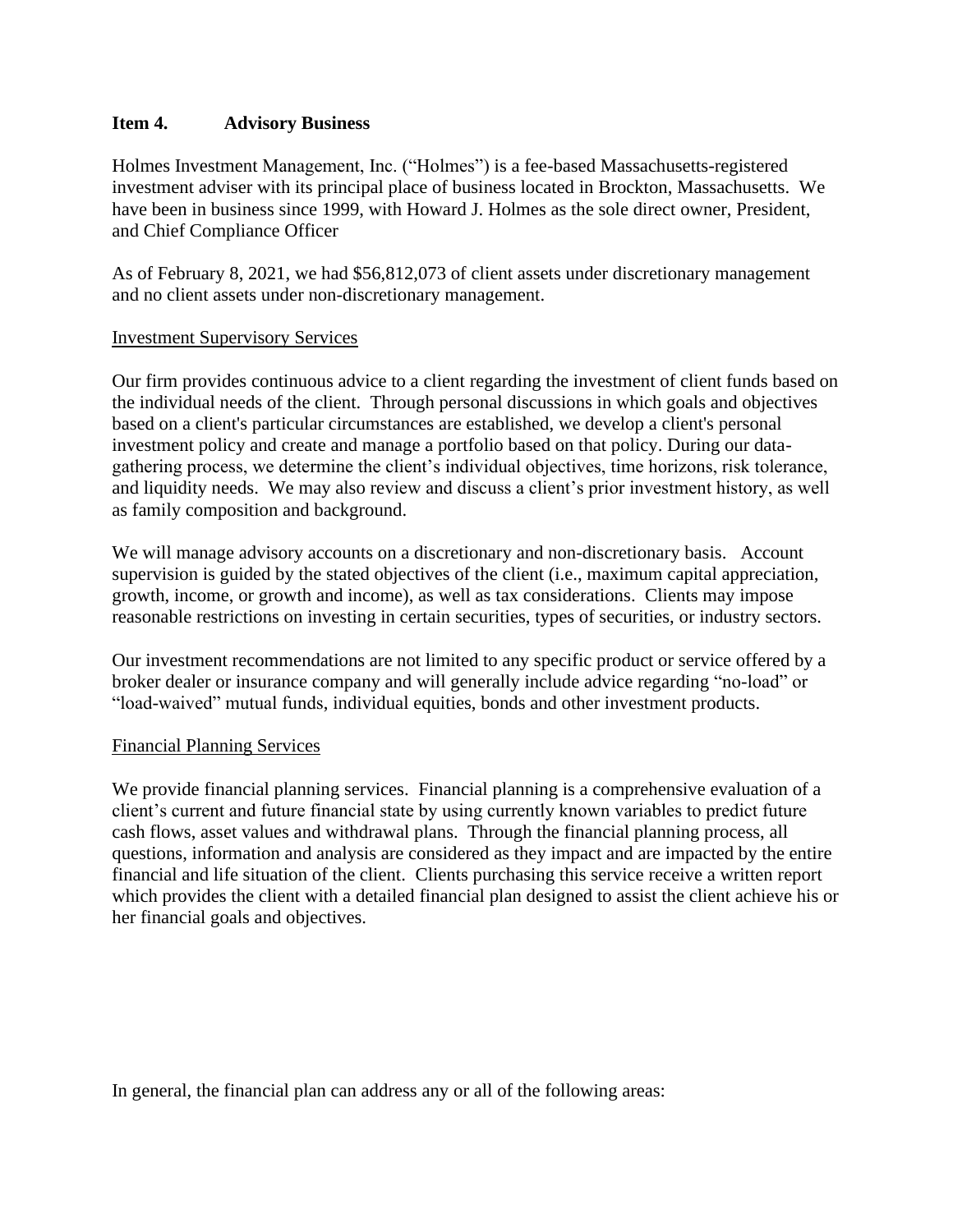## Item 4. Advisory Business

Holmes Investment Management, Inc. ("Holmes") is a fee-based Massachusetts-registered investment adviser with its principal place of business located in Brockton, Massachusetts. We have been in business since 1999, with Howard J. Holmes as the sole direct owner, President, and Chief Compliance Officer

As of February 8, 2021, we had $56,812,073 of client assets under discretionary management and no client assets under non-discretionary management.

### Investment Supervisory Services

Our firm provides continuous advice to a client regarding the investment of client funds based on the individual needs of the client. Through personal discussions in which goals and objectives based on a client's particular circumstances are established, we develop a client's personal investment policy and create and manage a portfolio based on that policy. During our data-gathering process, we determine the client's individual objectives, time horizons, risk tolerance, and liquidity needs. We may also review and discuss a client's prior investment history, as well as family composition and background.

We will manage advisory accounts on a discretionary and non-discretionary basis. Account supervision is guided by the stated objectives of the client (i.e., maximum capital appreciation, growth, income, or growth and income), as well as tax considerations. Clients may impose reasonable restrictions on investing in certain securities, types of securities, or industry sectors.

Our investment recommendations are not limited to any specific product or service offered by a broker dealer or insurance company and will generally include advice regarding "no-load" or "load-waived" mutual funds, individual equities, bonds and other investment products.

### Financial Planning Services

We provide financial planning services. Financial planning is a comprehensive evaluation of a client's current and future financial state by using currently known variables to predict future cash flows, asset values and withdrawal plans. Through the financial planning process, all questions, information and analysis are considered as they impact and are impacted by the entire financial and life situation of the client. Clients purchasing this service receive a written report which provides the client with a detailed financial plan designed to assist the client achieve his or her financial goals and objectives.

In general, the financial plan can address any or all of the following areas: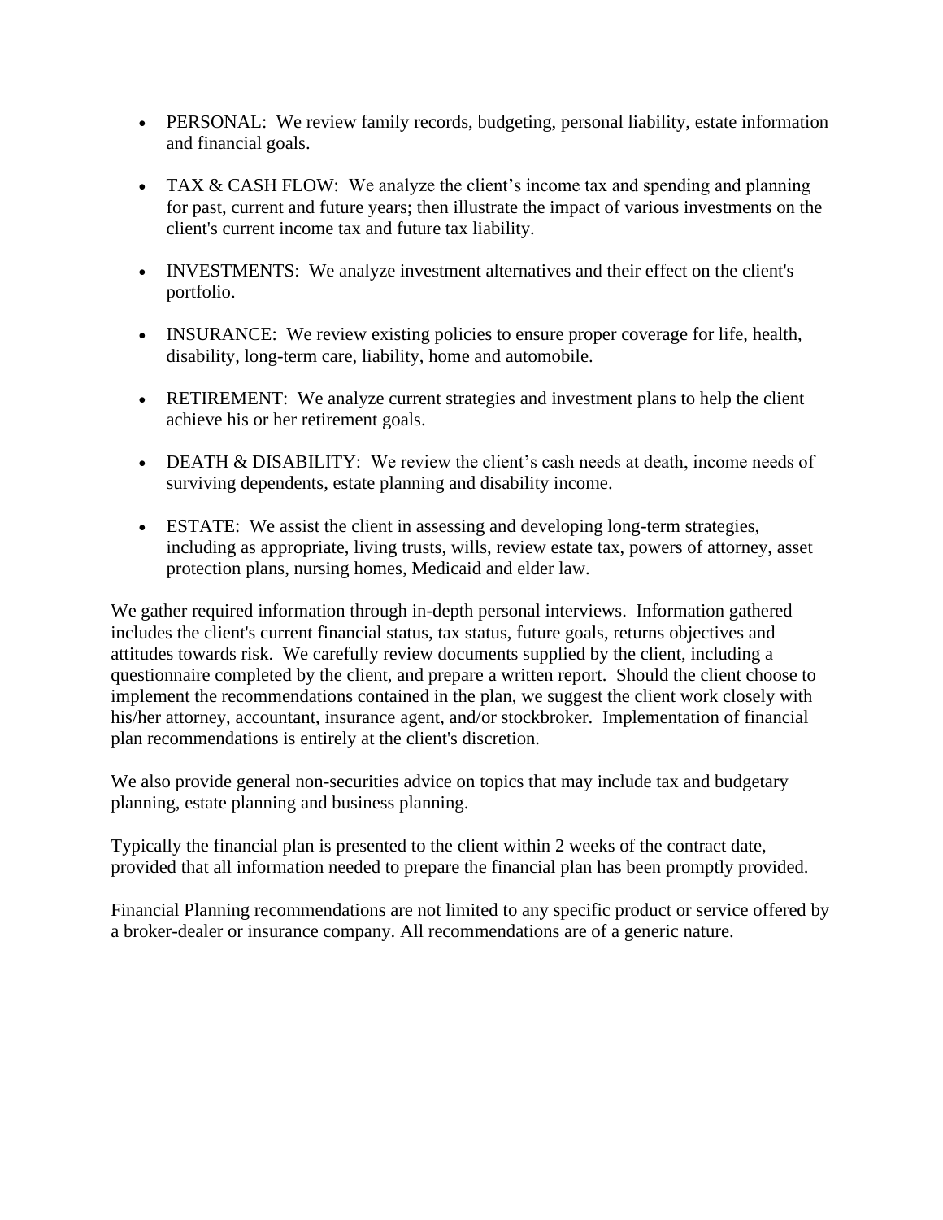- PERSONAL: We review family records, budgeting, personal liability, estate information and financial goals.

- TAX & CASH FLOW: We analyze the client's income tax and spending and planning for past, current and future years; then illustrate the impact of various investments on the client's current income tax and future tax liability.

- INVESTMENTS: We analyze investment alternatives and their effect on the client's portfolio.

- INSURANCE: We review existing policies to ensure proper coverage for life, health, disability, long-term care, liability, home and automobile.

- RETIREMENT: We analyze current strategies and investment plans to help the client achieve his or her retirement goals.

- DEATH & DISABILITY: We review the client's cash needs at death, income needs of surviving dependents, estate planning and disability income.

- ESTATE: We assist the client in assessing and developing long-term strategies, including as appropriate, living trusts, wills, review estate tax, powers of attorney, asset protection plans, nursing homes, Medicaid and elder law.

We gather required information through in-depth personal interviews. Information gathered includes the client's current financial status, tax status, future goals, returns objectives and attitudes towards risk. We carefully review documents supplied by the client, including a questionnaire completed by the client, and prepare a written report. Should the client choose to implement the recommendations contained in the plan, we suggest the client work closely with his/her attorney, accountant, insurance agent, and/or stockbroker. Implementation of financial plan recommendations is entirely at the client's discretion.

We also provide general non-securities advice on topics that may include tax and budgetary planning, estate planning and business planning.

Typically the financial plan is presented to the client within 2 weeks of the contract date, provided that all information needed to prepare the financial plan has been promptly provided.

Financial Planning recommendations are not limited to any specific product or service offered by a broker-dealer or insurance company. All recommendations are of a generic nature.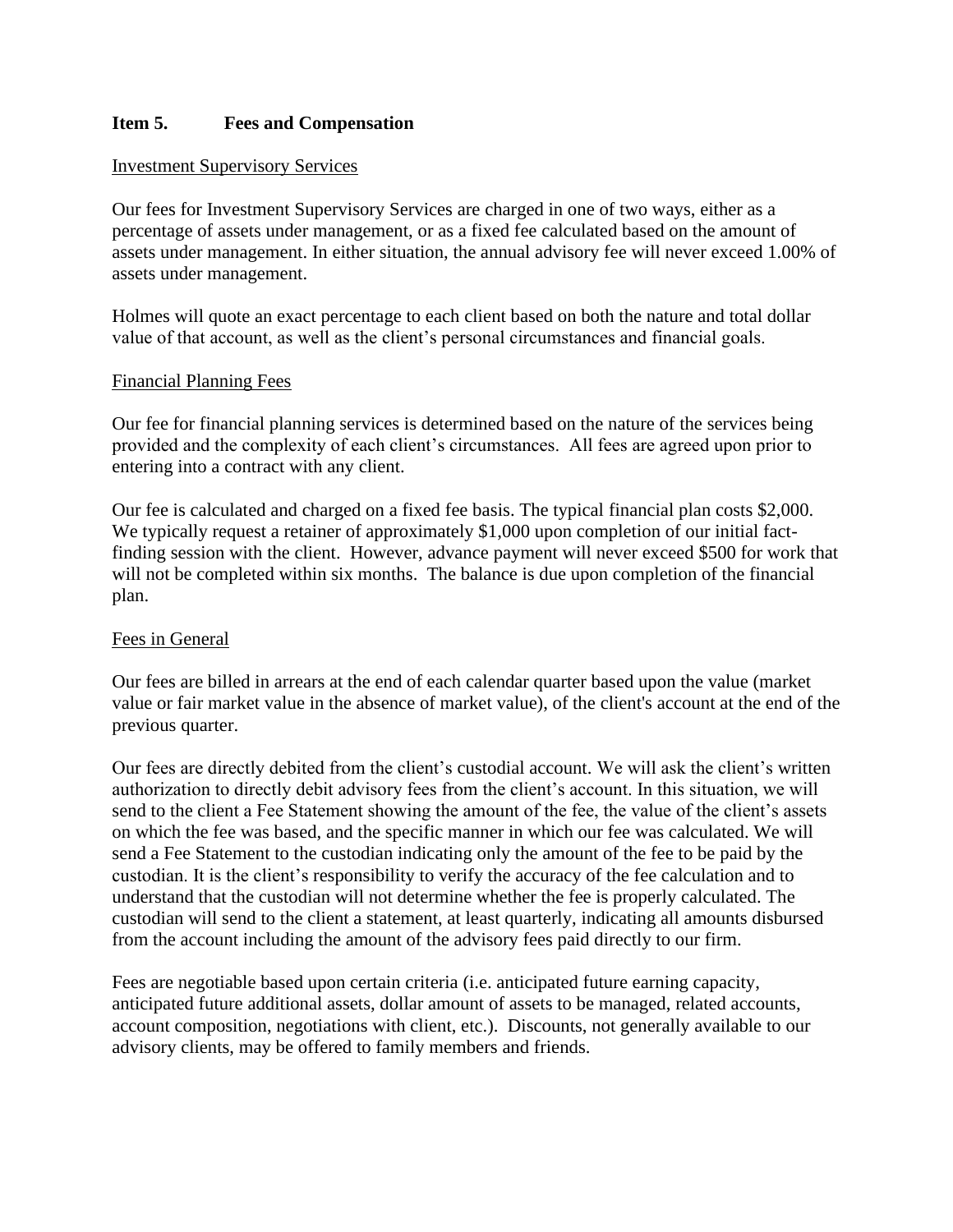## Item 5. Fees and Compensation

Investment Supervisory Services

Our fees for Investment Supervisory Services are charged in one of two ways, either as a percentage of assets under management, or as a fixed fee calculated based on the amount of assets under management. In either situation, the annual advisory fee will never exceed 1.00% of assets under management.

Holmes will quote an exact percentage to each client based on both the nature and total dollar value of that account, as well as the client's personal circumstances and financial goals.

Financial Planning Fees

Our fee for financial planning services is determined based on the nature of the services being provided and the complexity of each client's circumstances. All fees are agreed upon prior to entering into a contract with any client.

Our fee is calculated and charged on a fixed fee basis. The typical financial plan costs $2,000. We typically request a retainer of approximately $1,000 upon completion of our initial fact-finding session with the client. However, advance payment will never exceed $500 for work that will not be completed within six months. The balance is due upon completion of the financial plan.

Fees in General

Our fees are billed in arrears at the end of each calendar quarter based upon the value (market value or fair market value in the absence of market value), of the client's account at the end of the previous quarter.

Our fees are directly debited from the client's custodial account. We will ask the client's written authorization to directly debit advisory fees from the client's account. In this situation, we will send to the client a Fee Statement showing the amount of the fee, the value of the client's assets on which the fee was based, and the specific manner in which our fee was calculated. We will send a Fee Statement to the custodian indicating only the amount of the fee to be paid by the custodian. It is the client's responsibility to verify the accuracy of the fee calculation and to understand that the custodian will not determine whether the fee is properly calculated. The custodian will send to the client a statement, at least quarterly, indicating all amounts disbursed from the account including the amount of the advisory fees paid directly to our firm.

Fees are negotiable based upon certain criteria (i.e. anticipated future earning capacity, anticipated future additional assets, dollar amount of assets to be managed, related accounts, account composition, negotiations with client, etc.). Discounts, not generally available to our advisory clients, may be offered to family members and friends.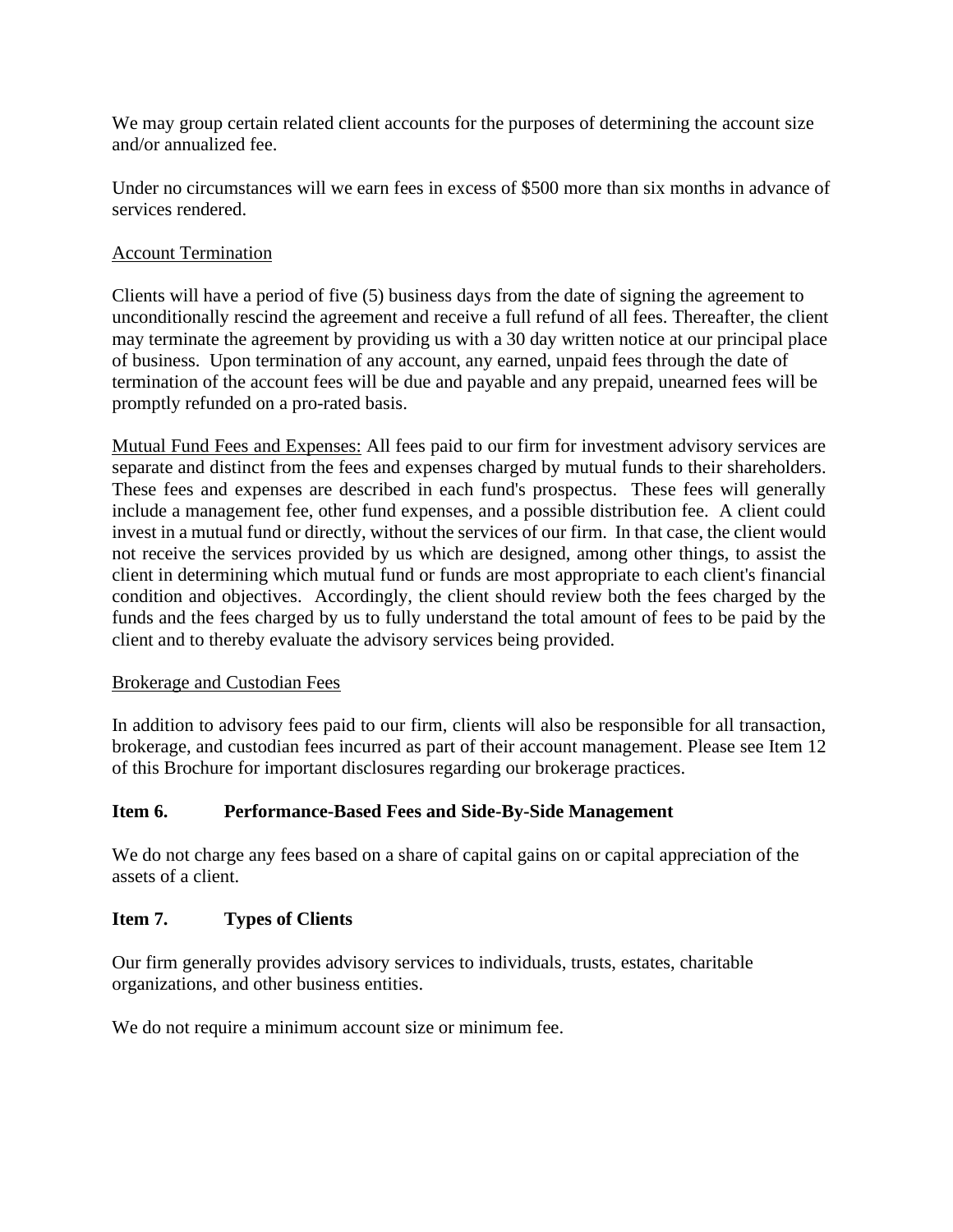We may group certain related client accounts for the purposes of determining the account size and/or annualized fee.

Under no circumstances will we earn fees in excess of $500 more than six months in advance of services rendered.

Account Termination

Clients will have a period of five (5) business days from the date of signing the agreement to unconditionally rescind the agreement and receive a full refund of all fees. Thereafter, the client may terminate the agreement by providing us with a 30 day written notice at our principal place of business. Upon termination of any account, any earned, unpaid fees through the date of termination of the account fees will be due and payable and any prepaid, unearned fees will be promptly refunded on a pro-rated basis.

Mutual Fund Fees and Expenses: All fees paid to our firm for investment advisory services are separate and distinct from the fees and expenses charged by mutual funds to their shareholders. These fees and expenses are described in each fund's prospectus. These fees will generally include a management fee, other fund expenses, and a possible distribution fee. A client could invest in a mutual fund or directly, without the services of our firm. In that case, the client would not receive the services provided by us which are designed, among other things, to assist the client in determining which mutual fund or funds are most appropriate to each client's financial condition and objectives. Accordingly, the client should review both the fees charged by the funds and the fees charged by us to fully understand the total amount of fees to be paid by the client and to thereby evaluate the advisory services being provided.

Brokerage and Custodian Fees

In addition to advisory fees paid to our firm, clients will also be responsible for all transaction, brokerage, and custodian fees incurred as part of their account management. Please see Item 12 of this Brochure for important disclosures regarding our brokerage practices.

## Item 6. Performance-Based Fees and Side-By-Side Management

We do not charge any fees based on a share of capital gains on or capital appreciation of the assets of a client.

## Item 7. Types of Clients

Our firm generally provides advisory services to individuals, trusts, estates, charitable organizations, and other business entities.

We do not require a minimum account size or minimum fee.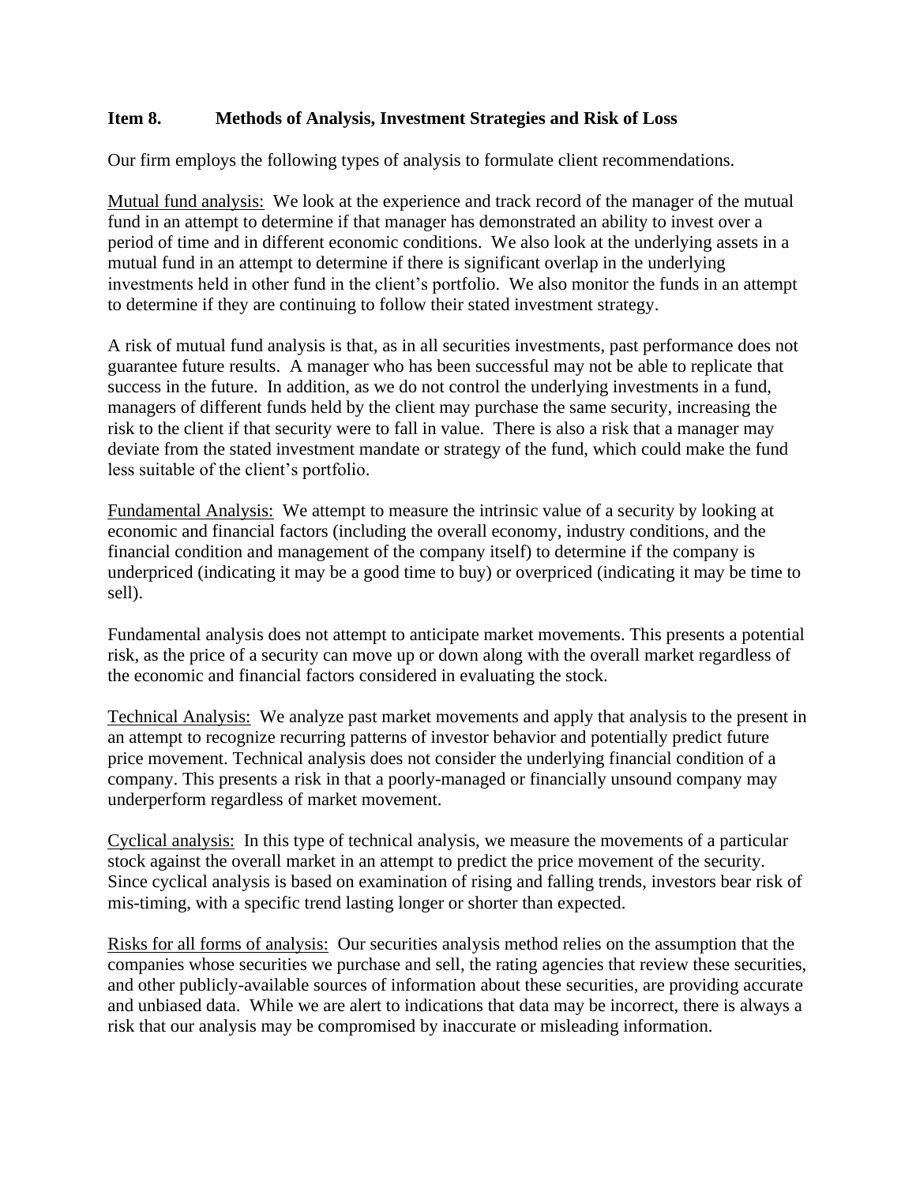## Item 8. Methods of Analysis, Investment Strategies and Risk of Loss

Our firm employs the following types of analysis to formulate client recommendations.

Mutual fund analysis: We look at the experience and track record of the manager of the mutual fund in an attempt to determine if that manager has demonstrated an ability to invest over a period of time and in different economic conditions. We also look at the underlying assets in a mutual fund in an attempt to determine if there is significant overlap in the underlying investments held in other fund in the client's portfolio. We also monitor the funds in an attempt to determine if they are continuing to follow their stated investment strategy.

A risk of mutual fund analysis is that, as in all securities investments, past performance does not guarantee future results. A manager who has been successful may not be able to replicate that success in the future. In addition, as we do not control the underlying investments in a fund, managers of different funds held by the client may purchase the same security, increasing the risk to the client if that security were to fall in value. There is also a risk that a manager may deviate from the stated investment mandate or strategy of the fund, which could make the fund less suitable of the client's portfolio.

Fundamental Analysis: We attempt to measure the intrinsic value of a security by looking at economic and financial factors (including the overall economy, industry conditions, and the financial condition and management of the company itself) to determine if the company is underpriced (indicating it may be a good time to buy) or overpriced (indicating it may be time to sell).

Fundamental analysis does not attempt to anticipate market movements. This presents a potential risk, as the price of a security can move up or down along with the overall market regardless of the economic and financial factors considered in evaluating the stock.

Technical Analysis: We analyze past market movements and apply that analysis to the present in an attempt to recognize recurring patterns of investor behavior and potentially predict future price movement. Technical analysis does not consider the underlying financial condition of a company. This presents a risk in that a poorly-managed or financially unsound company may underperform regardless of market movement.

Cyclical analysis: In this type of technical analysis, we measure the movements of a particular stock against the overall market in an attempt to predict the price movement of the security. Since cyclical analysis is based on examination of rising and falling trends, investors bear risk of mis-timing, with a specific trend lasting longer or shorter than expected.

Risks for all forms of analysis: Our securities analysis method relies on the assumption that the companies whose securities we purchase and sell, the rating agencies that review these securities, and other publicly-available sources of information about these securities, are providing accurate and unbiased data. While we are alert to indications that data may be incorrect, there is always a risk that our analysis may be compromised by inaccurate or misleading information.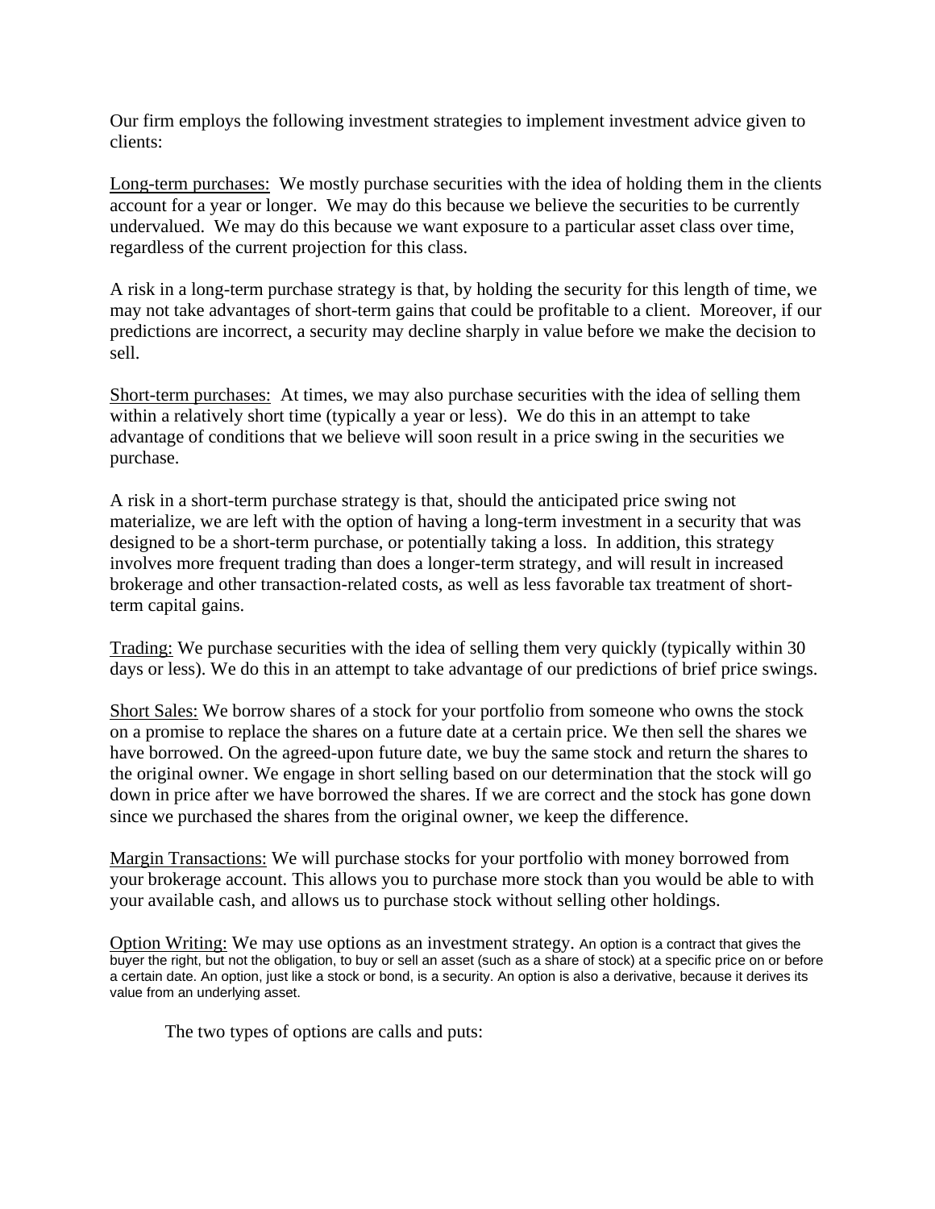Our firm employs the following investment strategies to implement investment advice given to clients:

Long-term purchases: We mostly purchase securities with the idea of holding them in the clients account for a year or longer. We may do this because we believe the securities to be currently undervalued. We may do this because we want exposure to a particular asset class over time, regardless of the current projection for this class.

A risk in a long-term purchase strategy is that, by holding the security for this length of time, we may not take advantages of short-term gains that could be profitable to a client. Moreover, if our predictions are incorrect, a security may decline sharply in value before we make the decision to sell.

Short-term purchases: At times, we may also purchase securities with the idea of selling them within a relatively short time (typically a year or less). We do this in an attempt to take advantage of conditions that we believe will soon result in a price swing in the securities we purchase.

A risk in a short-term purchase strategy is that, should the anticipated price swing not materialize, we are left with the option of having a long-term investment in a security that was designed to be a short-term purchase, or potentially taking a loss. In addition, this strategy involves more frequent trading than does a longer-term strategy, and will result in increased brokerage and other transaction-related costs, as well as less favorable tax treatment of short-term capital gains.

Trading: We purchase securities with the idea of selling them very quickly (typically within 30 days or less). We do this in an attempt to take advantage of our predictions of brief price swings.

Short Sales: We borrow shares of a stock for your portfolio from someone who owns the stock on a promise to replace the shares on a future date at a certain price. We then sell the shares we have borrowed. On the agreed-upon future date, we buy the same stock and return the shares to the original owner. We engage in short selling based on our determination that the stock will go down in price after we have borrowed the shares. If we are correct and the stock has gone down since we purchased the shares from the original owner, we keep the difference.

Margin Transactions: We will purchase stocks for your portfolio with money borrowed from your brokerage account. This allows you to purchase more stock than you would be able to with your available cash, and allows us to purchase stock without selling other holdings.

Option Writing: We may use options as an investment strategy. An option is a contract that gives the buyer the right, but not the obligation, to buy or sell an asset (such as a share of stock) at a specific price on or before a certain date. An option, just like a stock or bond, is a security. An option is also a derivative, because it derives its value from an underlying asset.

The two types of options are calls and puts: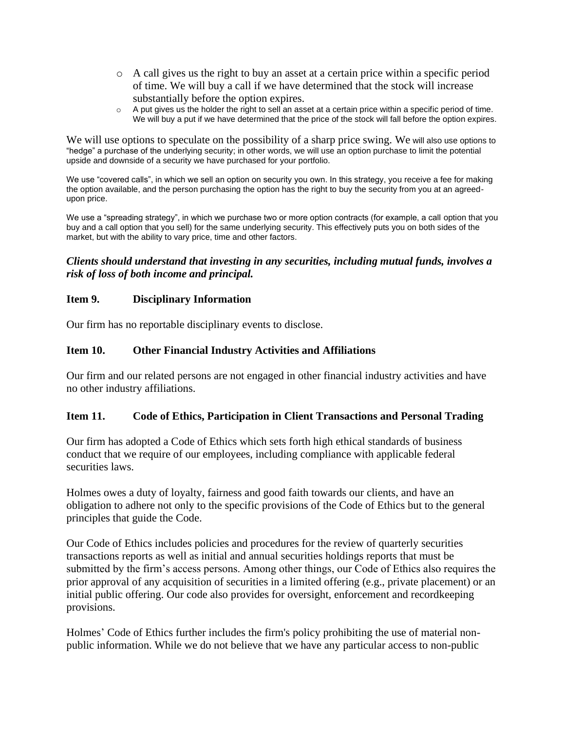- A call gives us the right to buy an asset at a certain price within a specific period of time. We will buy a call if we have determined that the stock will increase substantially before the option expires.
- A put gives us the holder the right to sell an asset at a certain price within a specific period of time. We will buy a put if we have determined that the price of the stock will fall before the option expires.

We will use options to speculate on the possibility of a sharp price swing. We will also use options to "hedge" a purchase of the underlying security; in other words, we will use an option purchase to limit the potential upside and downside of a security we have purchased for your portfolio.

We use "covered calls", in which we sell an option on security you own. In this strategy, you receive a fee for making the option available, and the person purchasing the option has the right to buy the security from you at an agreed-upon price.

We use a "spreading strategy", in which we purchase two or more option contracts (for example, a call option that you buy and a call option that you sell) for the same underlying security. This effectively puts you on both sides of the market, but with the ability to vary price, time and other factors.

***Clients should understand that investing in any securities, including mutual funds, involves a risk of loss of both income and principal.***

## Item 9. Disciplinary Information

Our firm has no reportable disciplinary events to disclose.

## Item 10. Other Financial Industry Activities and Affiliations

Our firm and our related persons are not engaged in other financial industry activities and have no other industry affiliations.

## Item 11. Code of Ethics, Participation in Client Transactions and Personal Trading

Our firm has adopted a Code of Ethics which sets forth high ethical standards of business conduct that we require of our employees, including compliance with applicable federal securities laws.

Holmes owes a duty of loyalty, fairness and good faith towards our clients, and have an obligation to adhere not only to the specific provisions of the Code of Ethics but to the general principles that guide the Code.

Our Code of Ethics includes policies and procedures for the review of quarterly securities transactions reports as well as initial and annual securities holdings reports that must be submitted by the firm's access persons. Among other things, our Code of Ethics also requires the prior approval of any acquisition of securities in a limited offering (e.g., private placement) or an initial public offering. Our code also provides for oversight, enforcement and recordkeeping provisions.

Holmes' Code of Ethics further includes the firm's policy prohibiting the use of material non-public information. While we do not believe that we have any particular access to non-public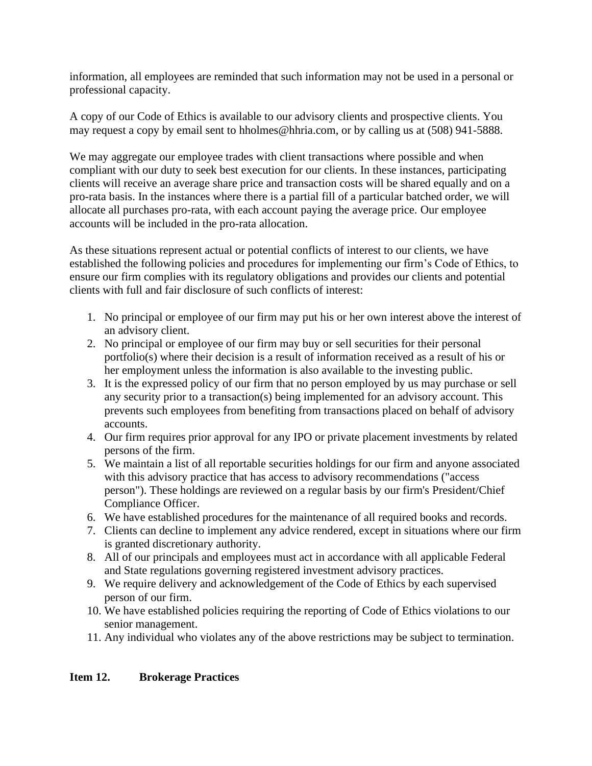information, all employees are reminded that such information may not be used in a personal or professional capacity.

A copy of our Code of Ethics is available to our advisory clients and prospective clients. You may request a copy by email sent to hholmes@hhria.com, or by calling us at (508) 941-5888.

We may aggregate our employee trades with client transactions where possible and when compliant with our duty to seek best execution for our clients. In these instances, participating clients will receive an average share price and transaction costs will be shared equally and on a pro-rata basis. In the instances where there is a partial fill of a particular batched order, we will allocate all purchases pro-rata, with each account paying the average price. Our employee accounts will be included in the pro-rata allocation.

As these situations represent actual or potential conflicts of interest to our clients, we have established the following policies and procedures for implementing our firm's Code of Ethics, to ensure our firm complies with its regulatory obligations and provides our clients and potential clients with full and fair disclosure of such conflicts of interest:

1. No principal or employee of our firm may put his or her own interest above the interest of an advisory client.
2. No principal or employee of our firm may buy or sell securities for their personal portfolio(s) where their decision is a result of information received as a result of his or her employment unless the information is also available to the investing public.
3. It is the expressed policy of our firm that no person employed by us may purchase or sell any security prior to a transaction(s) being implemented for an advisory account. This prevents such employees from benefiting from transactions placed on behalf of advisory accounts.
4. Our firm requires prior approval for any IPO or private placement investments by related persons of the firm.
5. We maintain a list of all reportable securities holdings for our firm and anyone associated with this advisory practice that has access to advisory recommendations ("access person"). These holdings are reviewed on a regular basis by our firm's President/Chief Compliance Officer.
6. We have established procedures for the maintenance of all required books and records.
7. Clients can decline to implement any advice rendered, except in situations where our firm is granted discretionary authority.
8. All of our principals and employees must act in accordance with all applicable Federal and State regulations governing registered investment advisory practices.
9. We require delivery and acknowledgement of the Code of Ethics by each supervised person of our firm.
10. We have established policies requiring the reporting of Code of Ethics violations to our senior management.
11. Any individual who violates any of the above restrictions may be subject to termination.

## Item 12. Brokerage Practices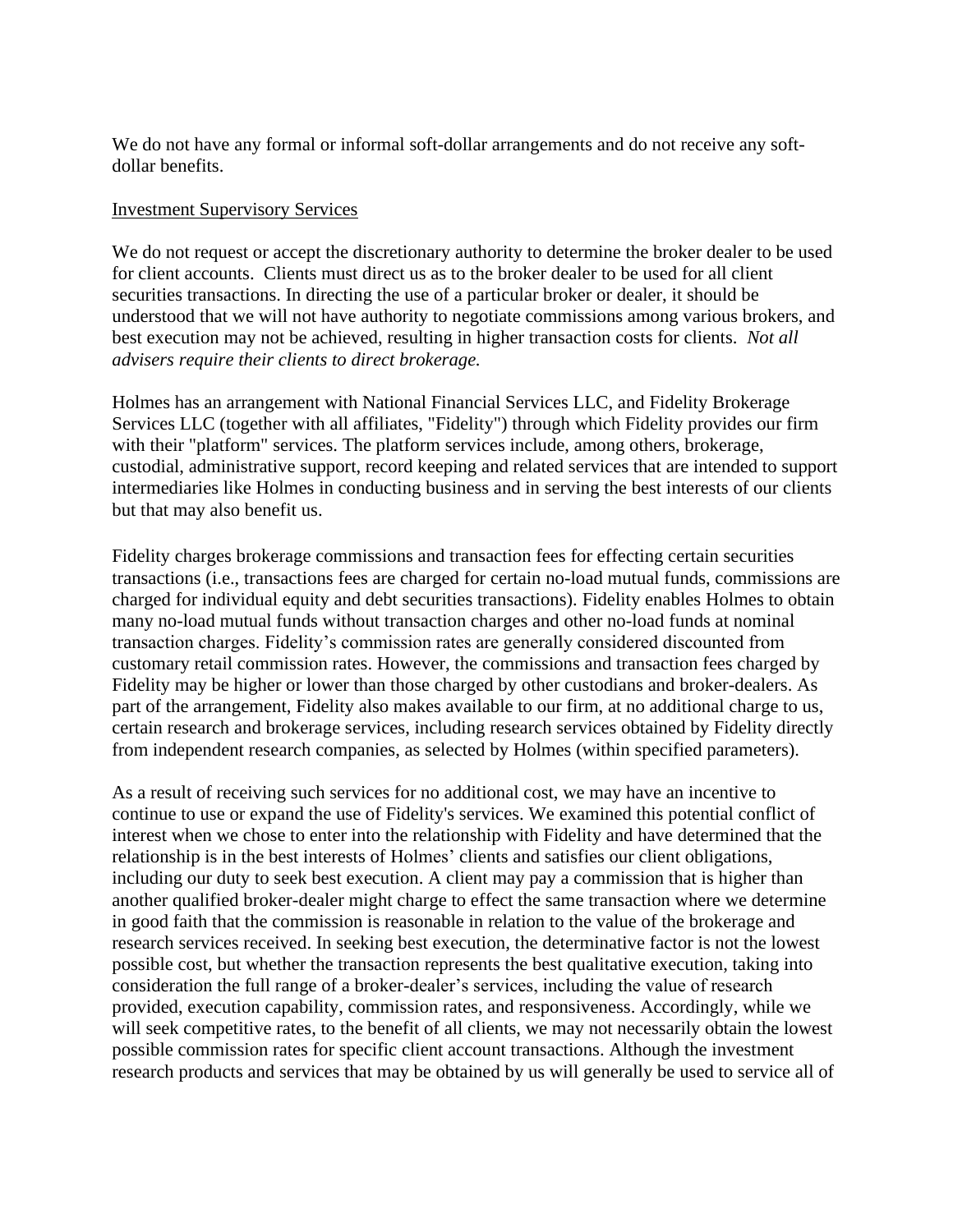We do not have any formal or informal soft-dollar arrangements and do not receive any soft-dollar benefits.

<u>Investment Supervisory Services</u>

We do not request or accept the discretionary authority to determine the broker dealer to be used for client accounts. Clients must direct us as to the broker dealer to be used for all client securities transactions. In directing the use of a particular broker or dealer, it should be understood that we will not have authority to negotiate commissions among various brokers, and best execution may not be achieved, resulting in higher transaction costs for clients. *Not all advisers require their clients to direct brokerage.*

Holmes has an arrangement with National Financial Services LLC, and Fidelity Brokerage Services LLC (together with all affiliates, "Fidelity") through which Fidelity provides our firm with their "platform" services. The platform services include, among others, brokerage, custodial, administrative support, record keeping and related services that are intended to support intermediaries like Holmes in conducting business and in serving the best interests of our clients but that may also benefit us.

Fidelity charges brokerage commissions and transaction fees for effecting certain securities transactions (i.e., transactions fees are charged for certain no-load mutual funds, commissions are charged for individual equity and debt securities transactions). Fidelity enables Holmes to obtain many no-load mutual funds without transaction charges and other no-load funds at nominal transaction charges. Fidelity's commission rates are generally considered discounted from customary retail commission rates. However, the commissions and transaction fees charged by Fidelity may be higher or lower than those charged by other custodians and broker-dealers. As part of the arrangement, Fidelity also makes available to our firm, at no additional charge to us, certain research and brokerage services, including research services obtained by Fidelity directly from independent research companies, as selected by Holmes (within specified parameters).

As a result of receiving such services for no additional cost, we may have an incentive to continue to use or expand the use of Fidelity's services. We examined this potential conflict of interest when we chose to enter into the relationship with Fidelity and have determined that the relationship is in the best interests of Holmes' clients and satisfies our client obligations, including our duty to seek best execution. A client may pay a commission that is higher than another qualified broker-dealer might charge to effect the same transaction where we determine in good faith that the commission is reasonable in relation to the value of the brokerage and research services received. In seeking best execution, the determinative factor is not the lowest possible cost, but whether the transaction represents the best qualitative execution, taking into consideration the full range of a broker-dealer's services, including the value of research provided, execution capability, commission rates, and responsiveness. Accordingly, while we will seek competitive rates, to the benefit of all clients, we may not necessarily obtain the lowest possible commission rates for specific client account transactions. Although the investment research products and services that may be obtained by us will generally be used to service all of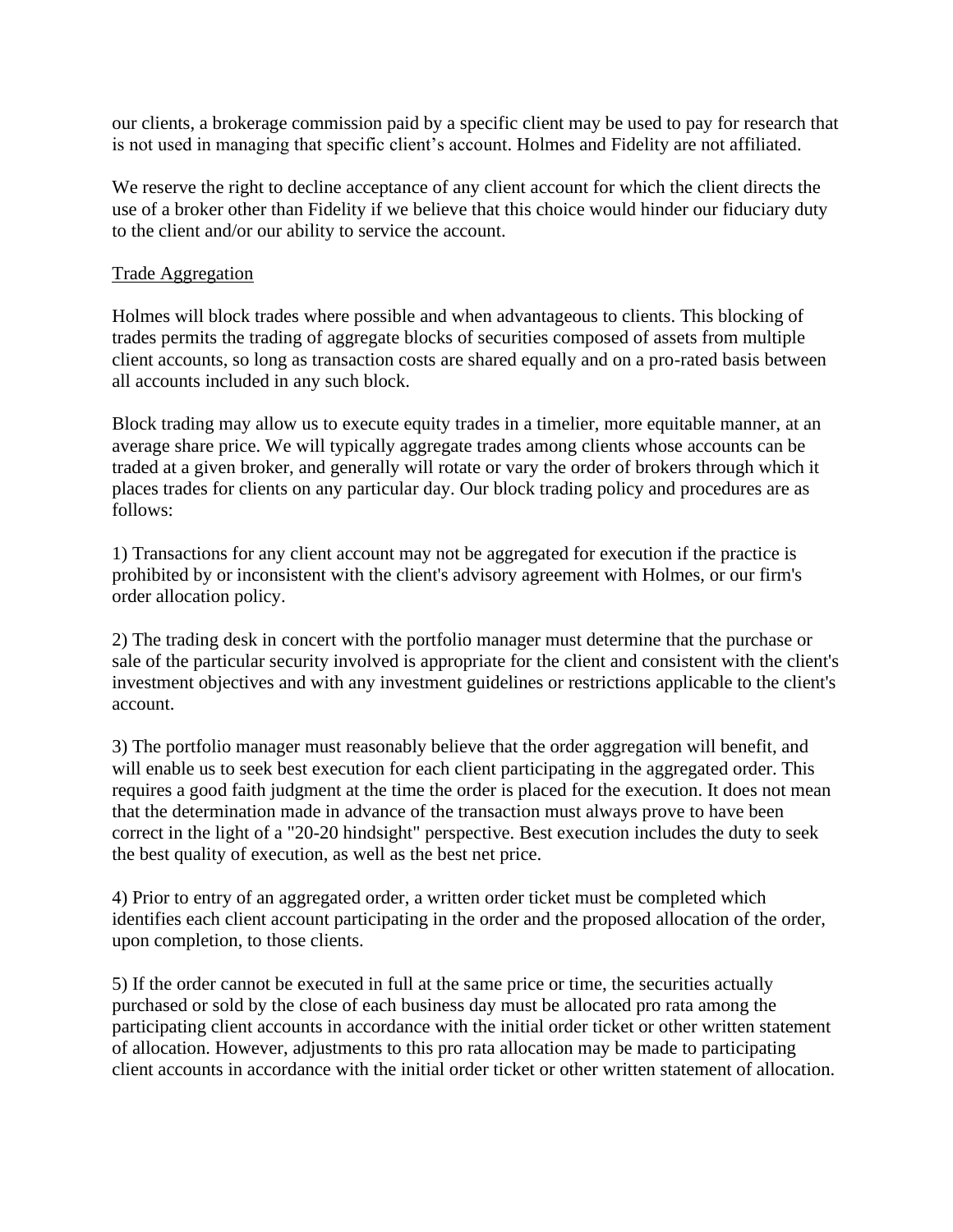our clients, a brokerage commission paid by a specific client may be used to pay for research that is not used in managing that specific client's account. Holmes and Fidelity are not affiliated.

We reserve the right to decline acceptance of any client account for which the client directs the use of a broker other than Fidelity if we believe that this choice would hinder our fiduciary duty to the client and/or our ability to service the account.

Trade Aggregation

Holmes will block trades where possible and when advantageous to clients. This blocking of trades permits the trading of aggregate blocks of securities composed of assets from multiple client accounts, so long as transaction costs are shared equally and on a pro-rated basis between all accounts included in any such block.

Block trading may allow us to execute equity trades in a timelier, more equitable manner, at an average share price. We will typically aggregate trades among clients whose accounts can be traded at a given broker, and generally will rotate or vary the order of brokers through which it places trades for clients on any particular day. Our block trading policy and procedures are as follows:

1) Transactions for any client account may not be aggregated for execution if the practice is prohibited by or inconsistent with the client's advisory agreement with Holmes, or our firm's order allocation policy.

2) The trading desk in concert with the portfolio manager must determine that the purchase or sale of the particular security involved is appropriate for the client and consistent with the client's investment objectives and with any investment guidelines or restrictions applicable to the client's account.

3) The portfolio manager must reasonably believe that the order aggregation will benefit, and will enable us to seek best execution for each client participating in the aggregated order. This requires a good faith judgment at the time the order is placed for the execution. It does not mean that the determination made in advance of the transaction must always prove to have been correct in the light of a "20-20 hindsight" perspective. Best execution includes the duty to seek the best quality of execution, as well as the best net price.

4) Prior to entry of an aggregated order, a written order ticket must be completed which identifies each client account participating in the order and the proposed allocation of the order, upon completion, to those clients.

5) If the order cannot be executed in full at the same price or time, the securities actually purchased or sold by the close of each business day must be allocated pro rata among the participating client accounts in accordance with the initial order ticket or other written statement of allocation. However, adjustments to this pro rata allocation may be made to participating client accounts in accordance with the initial order ticket or other written statement of allocation.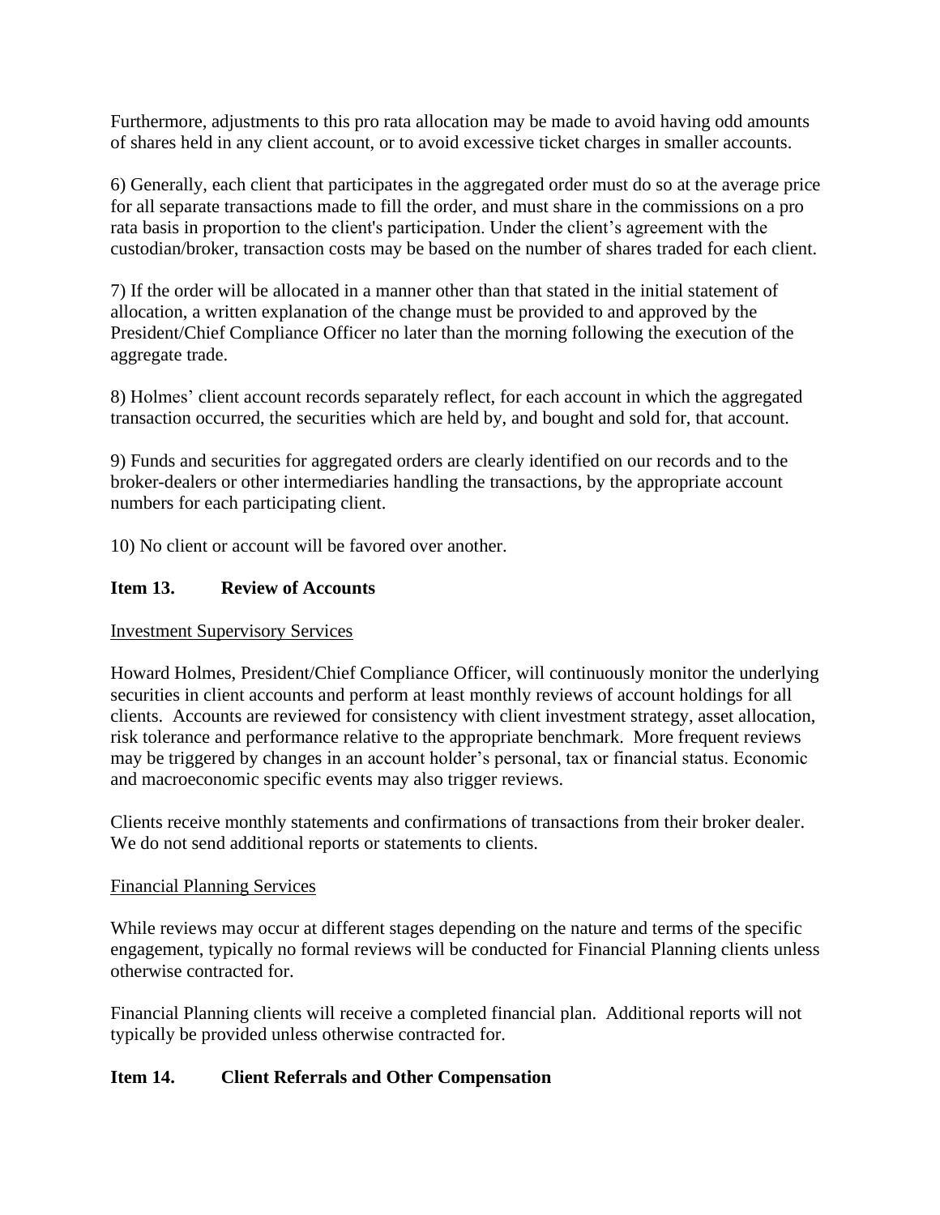Furthermore, adjustments to this pro rata allocation may be made to avoid having odd amounts of shares held in any client account, or to avoid excessive ticket charges in smaller accounts.

6) Generally, each client that participates in the aggregated order must do so at the average price for all separate transactions made to fill the order, and must share in the commissions on a pro rata basis in proportion to the client's participation. Under the client's agreement with the custodian/broker, transaction costs may be based on the number of shares traded for each client.

7) If the order will be allocated in a manner other than that stated in the initial statement of allocation, a written explanation of the change must be provided to and approved by the President/Chief Compliance Officer no later than the morning following the execution of the aggregate trade.

8) Holmes' client account records separately reflect, for each account in which the aggregated transaction occurred, the securities which are held by, and bought and sold for, that account.

9) Funds and securities for aggregated orders are clearly identified on our records and to the broker-dealers or other intermediaries handling the transactions, by the appropriate account numbers for each participating client.

10) No client or account will be favored over another.

## Item 13. Review of Accounts

Investment Supervisory Services

Howard Holmes, President/Chief Compliance Officer, will continuously monitor the underlying securities in client accounts and perform at least monthly reviews of account holdings for all clients. Accounts are reviewed for consistency with client investment strategy, asset allocation, risk tolerance and performance relative to the appropriate benchmark. More frequent reviews may be triggered by changes in an account holder's personal, tax or financial status. Economic and macroeconomic specific events may also trigger reviews.

Clients receive monthly statements and confirmations of transactions from their broker dealer. We do not send additional reports or statements to clients.

Financial Planning Services

While reviews may occur at different stages depending on the nature and terms of the specific engagement, typically no formal reviews will be conducted for Financial Planning clients unless otherwise contracted for.

Financial Planning clients will receive a completed financial plan. Additional reports will not typically be provided unless otherwise contracted for.

## Item 14. Client Referrals and Other Compensation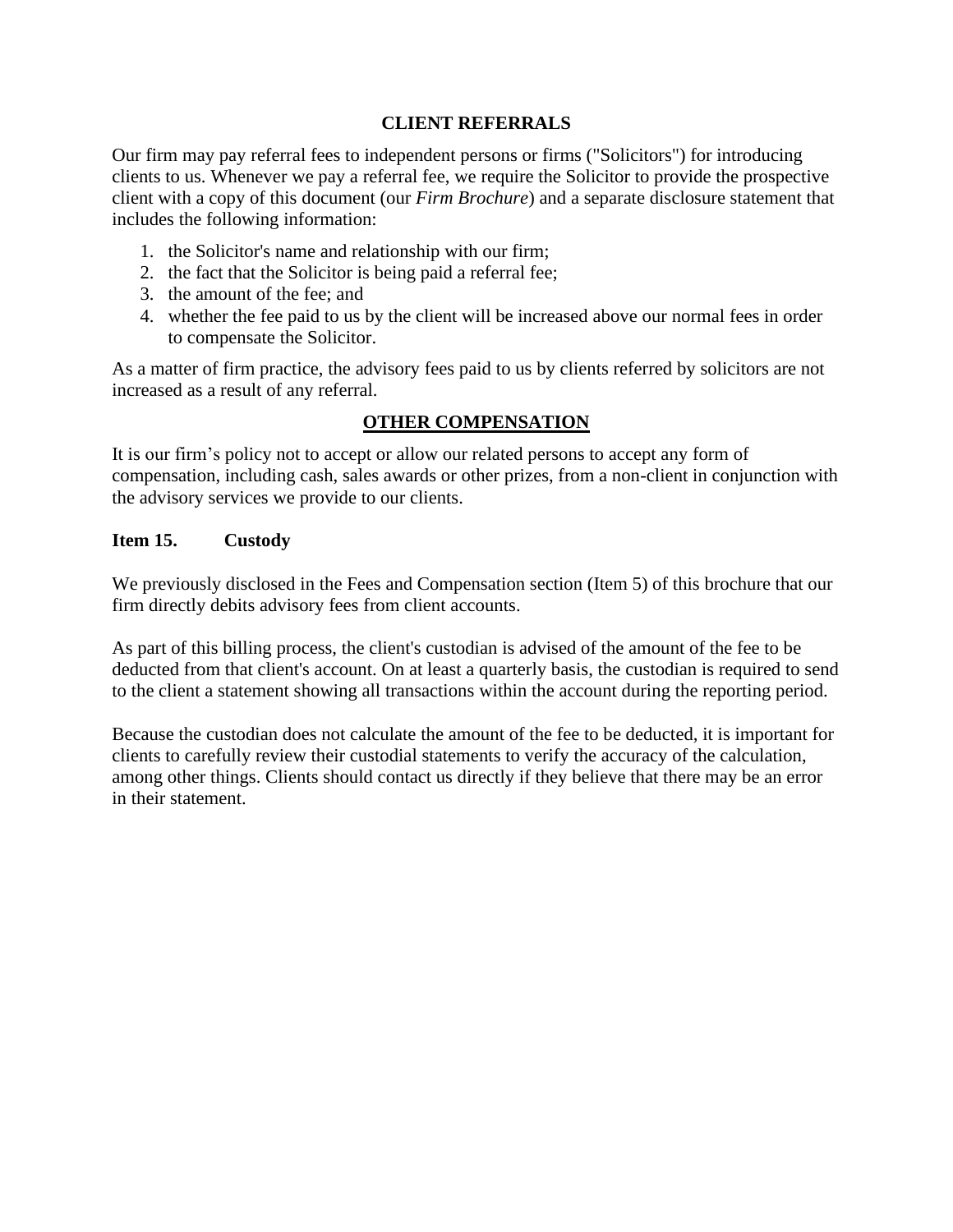### CLIENT REFERRALS

Our firm may pay referral fees to independent persons or firms ("Solicitors") for introducing clients to us. Whenever we pay a referral fee, we require the Solicitor to provide the prospective client with a copy of this document (our *Firm Brochure*) and a separate disclosure statement that includes the following information:

1. the Solicitor's name and relationship with our firm;
2. the fact that the Solicitor is being paid a referral fee;
3. the amount of the fee; and
4. whether the fee paid to us by the client will be increased above our normal fees in order to compensate the Solicitor.

As a matter of firm practice, the advisory fees paid to us by clients referred by solicitors are not increased as a result of any referral.

### OTHER COMPENSATION

It is our firm's policy not to accept or allow our related persons to accept any form of compensation, including cash, sales awards or other prizes, from a non-client in conjunction with the advisory services we provide to our clients.

## Item 15. Custody

We previously disclosed in the Fees and Compensation section (Item 5) of this brochure that our firm directly debits advisory fees from client accounts.

As part of this billing process, the client's custodian is advised of the amount of the fee to be deducted from that client's account. On at least a quarterly basis, the custodian is required to send to the client a statement showing all transactions within the account during the reporting period.

Because the custodian does not calculate the amount of the fee to be deducted, it is important for clients to carefully review their custodial statements to verify the accuracy of the calculation, among other things. Clients should contact us directly if they believe that there may be an error in their statement.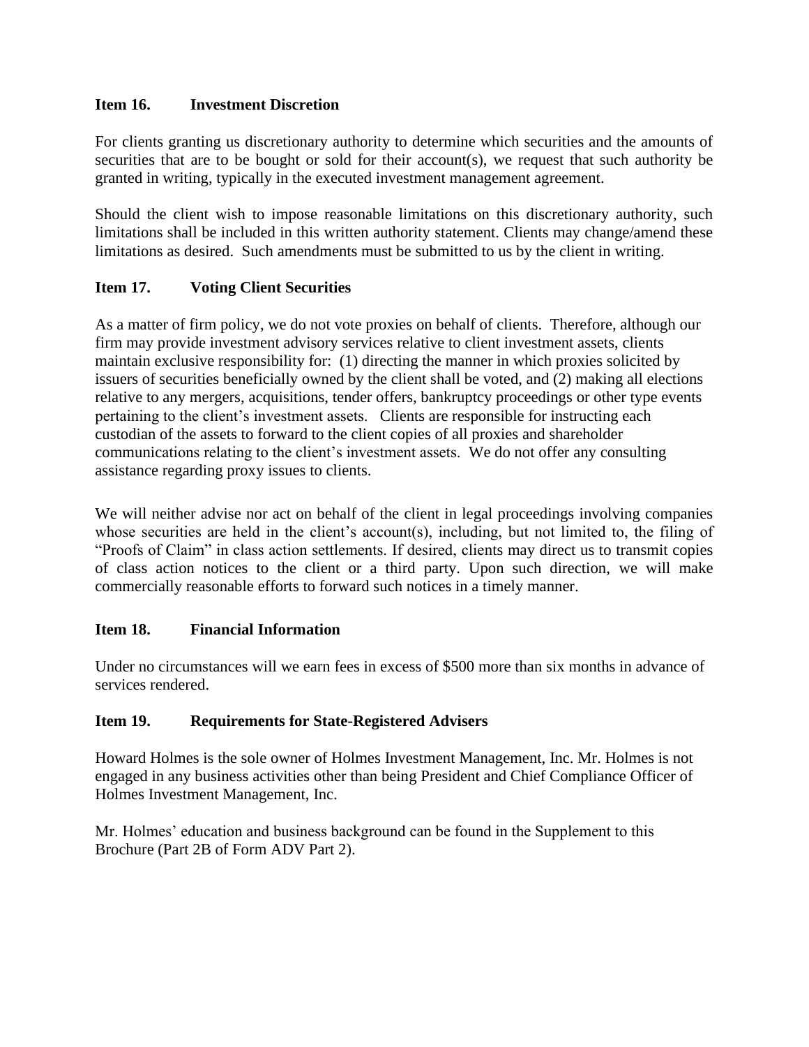## Item 16. Investment Discretion

For clients granting us discretionary authority to determine which securities and the amounts of securities that are to be bought or sold for their account(s), we request that such authority be granted in writing, typically in the executed investment management agreement.

Should the client wish to impose reasonable limitations on this discretionary authority, such limitations shall be included in this written authority statement. Clients may change/amend these limitations as desired. Such amendments must be submitted to us by the client in writing.

## Item 17. Voting Client Securities

As a matter of firm policy, we do not vote proxies on behalf of clients. Therefore, although our firm may provide investment advisory services relative to client investment assets, clients maintain exclusive responsibility for: (1) directing the manner in which proxies solicited by issuers of securities beneficially owned by the client shall be voted, and (2) making all elections relative to any mergers, acquisitions, tender offers, bankruptcy proceedings or other type events pertaining to the client's investment assets. Clients are responsible for instructing each custodian of the assets to forward to the client copies of all proxies and shareholder communications relating to the client's investment assets. We do not offer any consulting assistance regarding proxy issues to clients.

We will neither advise nor act on behalf of the client in legal proceedings involving companies whose securities are held in the client's account(s), including, but not limited to, the filing of "Proofs of Claim" in class action settlements. If desired, clients may direct us to transmit copies of class action notices to the client or a third party. Upon such direction, we will make commercially reasonable efforts to forward such notices in a timely manner.

## Item 18. Financial Information

Under no circumstances will we earn fees in excess of $500 more than six months in advance of services rendered.

## Item 19. Requirements for State-Registered Advisers

Howard Holmes is the sole owner of Holmes Investment Management, Inc. Mr. Holmes is not engaged in any business activities other than being President and Chief Compliance Officer of Holmes Investment Management, Inc.

Mr. Holmes' education and business background can be found in the Supplement to this Brochure (Part 2B of Form ADV Part 2).